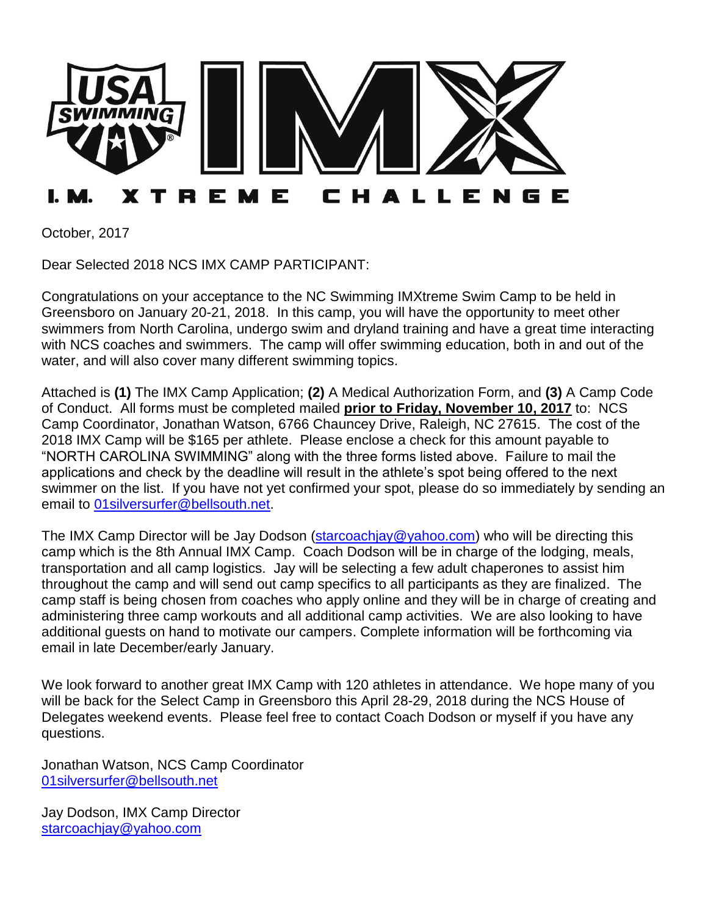# I.M. XTREME CHALLENGE

October, 2017

Dear Selected 2018 NCS IMX CAMP PARTICIPANT:

Congratulations on your acceptance to the NC Swimming IMXtreme Swim Camp to be held in Greensboro on January 20-21, 2018. In this camp, you will have the opportunity to meet other swimmers from North Carolina, undergo swim and dryland training and have a great time interacting with NCS coaches and swimmers. The camp will offer swimming education, both in and out of the water, and will also cover many different swimming topics.

Attached is **(1)** The IMX Camp Application; **(2)** A Medical Authorization Form, and **(3)** A Camp Code of Conduct. All forms must be completed mailed **prior to Friday, November 10, 2017** to: NCS Camp Coordinator, Jonathan Watson, 6766 Chauncey Drive, Raleigh, NC 27615. The cost of the 2018 IMX Camp will be $165 per athlete. Please enclose a check for this amount payable to "NORTH CAROLINA SWIMMING" along with the three forms listed above. Failure to mail the applications and check by the deadline will result in the athlete's spot being offered to the next swimmer on the list. If you have not yet confirmed your spot, please do so immediately by sending an email to 01silversurfer@bellsouth.net.

The IMX Camp Director will be Jay Dodson (starcoachjay@yahoo.com) who will be directing this camp which is the 8th Annual IMX Camp. Coach Dodson will be in charge of the lodging, meals, transportation and all camp logistics. Jay will be selecting a few adult chaperones to assist him throughout the camp and will send out camp specifics to all participants as they are finalized. The camp staff is being chosen from coaches who apply online and they will be in charge of creating and administering three camp workouts and all additional camp activities. We are also looking to have additional guests on hand to motivate our campers. Complete information will be forthcoming via email in late December/early January.

We look forward to another great IMX Camp with 120 athletes in attendance. We hope many of you will be back for the Select Camp in Greensboro this April 28-29, 2018 during the NCS House of Delegates weekend events. Please feel free to contact Coach Dodson or myself if you have any questions.

Jonathan Watson, NCS Camp Coordinator
01silversurfer@bellsouth.net

Jay Dodson, IMX Camp Director
starcoachjay@yahoo.com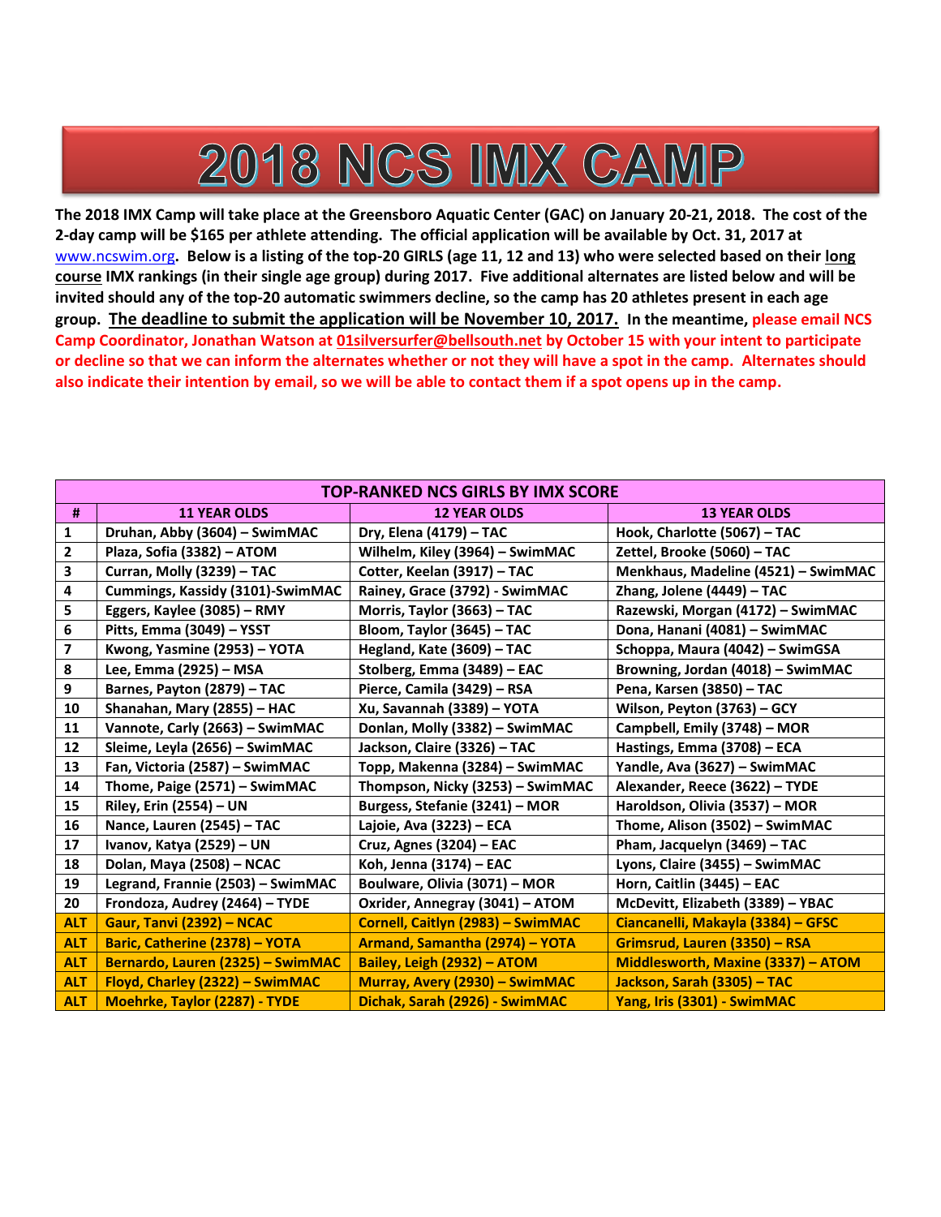# 2018 NCS IMX CAMP

**The 2018 IMX Camp will take place at the Greensboro Aquatic Center (GAC) on January 20-21, 2018. The cost of the 2-day camp will be $165 per athlete attending. The official application will be available by Oct. 31, 2017 at** [www.ncswim.org](http://www.ncswim.org)**. Below is a listing of the top-20 GIRLS (age 11, 12 and 13) who were selected based on their long course IMX rankings (in their single age group) during 2017. Five additional alternates are listed below and will be invited should any of the top-20 automatic swimmers decline, so the camp has 20 athletes present in each age group. The deadline to submit the application will be November 10, 2017. In the meantime, please email NCS Camp Coordinator, Jonathan Watson at 01silversurfer@bellsouth.net by October 15 with your intent to participate or decline so that we can inform the alternates whether or not they will have a spot in the camp. Alternates should also indicate their intention by email, so we will be able to contact them if a spot opens up in the camp.**

| TOP-RANKED NCS GIRLS BY IMX SCORE | | | |
|---|---|---|---|
| # | 11 YEAR OLDS | 12 YEAR OLDS | 13 YEAR OLDS |
| 1 | Druhan, Abby (3604) – SwimMAC | Dry, Elena (4179) – TAC | Hook, Charlotte (5067) – TAC |
| 2 | Plaza, Sofia (3382) – ATOM | Wilhelm, Kiley (3964) – SwimMAC | Zettel, Brooke (5060) – TAC |
| 3 | Curran, Molly (3239) – TAC | Cotter, Keelan (3917) – TAC | Menkhaus, Madeline (4521) – SwimMAC |
| 4 | Cummings, Kassidy (3101)-SwimMAC | Rainey, Grace (3792) - SwimMAC | Zhang, Jolene (4449) – TAC |
| 5 | Eggers, Kaylee (3085) – RMY | Morris, Taylor (3663) – TAC | Razewski, Morgan (4172) – SwimMAC |
| 6 | Pitts, Emma (3049) – YSST | Bloom, Taylor (3645) – TAC | Dona, Hanani (4081) – SwimMAC |
| 7 | Kwong, Yasmine (2953) – YOTA | Hegland, Kate (3609) – TAC | Schoppa, Maura (4042) – SwimGSA |
| 8 | Lee, Emma (2925) – MSA | Stolberg, Emma (3489) – EAC | Browning, Jordan (4018) – SwimMAC |
| 9 | Barnes, Payton (2879) – TAC | Pierce, Camila (3429) – RSA | Pena, Karsen (3850) – TAC |
| 10 | Shanahan, Mary (2855) – HAC | Xu, Savannah (3389) – YOTA | Wilson, Peyton (3763) – GCY |
| 11 | Vannote, Carly (2663) – SwimMAC | Donlan, Molly (3382) – SwimMAC | Campbell, Emily (3748) – MOR |
| 12 | Sleime, Leyla (2656) – SwimMAC | Jackson, Claire (3326) – TAC | Hastings, Emma (3708) – ECA |
| 13 | Fan, Victoria (2587) – SwimMAC | Topp, Makenna (3284) – SwimMAC | Yandle, Ava (3627) – SwimMAC |
| 14 | Thome, Paige (2571) – SwimMAC | Thompson, Nicky (3253) – SwimMAC | Alexander, Reece (3622) – TYDE |
| 15 | Riley, Erin (2554) – UN | Burgess, Stefanie (3241) – MOR | Haroldson, Olivia (3537) – MOR |
| 16 | Nance, Lauren (2545) – TAC | Lajoie, Ava (3223) – ECA | Thome, Alison (3502) – SwimMAC |
| 17 | Ivanov, Katya (2529) – UN | Cruz, Agnes (3204) – EAC | Pham, Jacquelyn (3469) – TAC |
| 18 | Dolan, Maya (2508) – NCAC | Koh, Jenna (3174) – EAC | Lyons, Claire (3455) – SwimMAC |
| 19 | Legrand, Frannie (2503) – SwimMAC | Boulware, Olivia (3071) – MOR | Horn, Caitlin (3445) – EAC |
| 20 | Frondoza, Audrey (2464) – TYDE | Oxrider, Annegray (3041) – ATOM | McDevitt, Elizabeth (3389) – YBAC |
| ALT | Gaur, Tanvi (2392) – NCAC | Cornell, Caitlyn (2983) – SwimMAC | Ciancanelli, Makayla (3384) – GFSC |
| ALT | Baric, Catherine (2378) – YOTA | Armand, Samantha (2974) – YOTA | Grimsrud, Lauren (3350) – RSA |
| ALT | Bernardo, Lauren (2325) – SwimMAC | Bailey, Leigh (2932) – ATOM | Middlesworth, Maxine (3337) – ATOM |
| ALT | Floyd, Charley (2322) – SwimMAC | Murray, Avery (2930) – SwimMAC | Jackson, Sarah (3305) – TAC |
| ALT | Moehrke, Taylor (2287) - TYDE | Dichak, Sarah (2926) - SwimMAC | Yang, Iris (3301) - SwimMAC |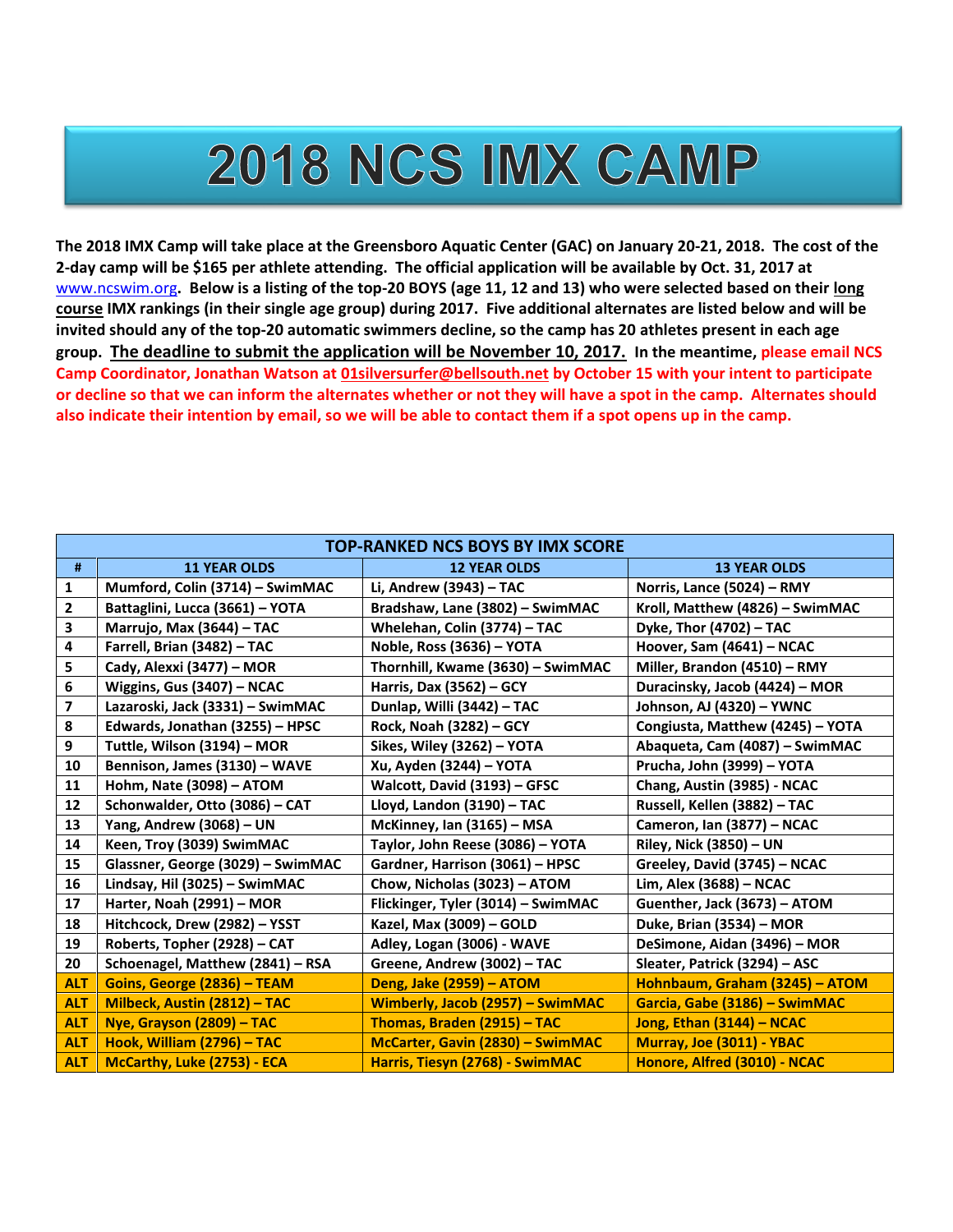# 2018 NCS IMX CAMP

**The 2018 IMX Camp will take place at the Greensboro Aquatic Center (GAC) on January 20-21, 2018. The cost of the 2-day camp will be $165 per athlete attending. The official application will be available by Oct. 31, 2017 at www.ncswim.org. Below is a listing of the top-20 BOYS (age 11, 12 and 13) who were selected based on their <u>long course</u> IMX rankings (in their single age group) during 2017. Five additional alternates are listed below and will be invited should any of the top-20 automatic swimmers decline, so the camp has 20 athletes present in each age group. <u>The deadline to submit the application will be November 10, 2017.</u> In the meantime, please email NCS Camp Coordinator, Jonathan Watson at 01silversurfer@bellsouth.net by October 15 with your intent to participate or decline so that we can inform the alternates whether or not they will have a spot in the camp. Alternates should also indicate their intention by email, so we will be able to contact them if a spot opens up in the camp.**

| TOP-RANKED NCS BOYS BY IMX SCORE | | | |
|---|---|---|---|
| # | 11 YEAR OLDS | 12 YEAR OLDS | 13 YEAR OLDS |
| 1 | Mumford, Colin (3714) – SwimMAC | Li, Andrew (3943) – TAC | Norris, Lance (5024) – RMY |
| 2 | Battaglini, Lucca (3661) – YOTA | Bradshaw, Lane (3802) – SwimMAC | Kroll, Matthew (4826) – SwimMAC |
| 3 | Marrujo, Max (3644) – TAC | Whelehan, Colin (3774) – TAC | Dyke, Thor (4702) – TAC |
| 4 | Farrell, Brian (3482) – TAC | Noble, Ross (3636) – YOTA | Hoover, Sam (4641) – NCAC |
| 5 | Cady, Alexxi (3477) – MOR | Thornhill, Kwame (3630) – SwimMAC | Miller, Brandon (4510) – RMY |
| 6 | Wiggins, Gus (3407) – NCAC | Harris, Dax (3562) – GCY | Duracinsky, Jacob (4424) – MOR |
| 7 | Lazaroski, Jack (3331) – SwimMAC | Dunlap, Willi (3442) – TAC | Johnson, AJ (4320) – YWNC |
| 8 | Edwards, Jonathan (3255) – HPSC | Rock, Noah (3282) – GCY | Congiusta, Matthew (4245) – YOTA |
| 9 | Tuttle, Wilson (3194) – MOR | Sikes, Wiley (3262) – YOTA | Abaqueta, Cam (4087) – SwimMAC |
| 10 | Bennison, James (3130) – WAVE | Xu, Ayden (3244) – YOTA | Prucha, John (3999) – YOTA |
| 11 | Hohm, Nate (3098) – ATOM | Walcott, David (3193) – GFSC | Chang, Austin (3985) - NCAC |
| 12 | Schonwalder, Otto (3086) – CAT | Lloyd, Landon (3190) – TAC | Russell, Kellen (3882) – TAC |
| 13 | Yang, Andrew (3068) – UN | McKinney, Ian (3165) – MSA | Cameron, Ian (3877) – NCAC |
| 14 | Keen, Troy (3039) SwimMAC | Taylor, John Reese (3086) – YOTA | Riley, Nick (3850) – UN |
| 15 | Glassner, George (3029) – SwimMAC | Gardner, Harrison (3061) – HPSC | Greeley, David (3745) – NCAC |
| 16 | Lindsay, Hil (3025) – SwimMAC | Chow, Nicholas (3023) – ATOM | Lim, Alex (3688) – NCAC |
| 17 | Harter, Noah (2991) – MOR | Flickinger, Tyler (3014) – SwimMAC | Guenther, Jack (3673) – ATOM |
| 18 | Hitchcock, Drew (2982) – YSST | Kazel, Max (3009) – GOLD | Duke, Brian (3534) – MOR |
| 19 | Roberts, Topher (2928) – CAT | Adley, Logan (3006) - WAVE | DeSimone, Aidan (3496) – MOR |
| 20 | Schoenagel, Matthew (2841) – RSA | Greene, Andrew (3002) – TAC | Sleater, Patrick (3294) – ASC |
| ALT | Goins, George (2836) – TEAM | Deng, Jake (2959) – ATOM | Hohnbaum, Graham (3245) – ATOM |
| ALT | Milbeck, Austin (2812) – TAC | Wimberly, Jacob (2957) – SwimMAC | Garcia, Gabe (3186) – SwimMAC |
| ALT | Nye, Grayson (2809) – TAC | Thomas, Braden (2915) – TAC | Jong, Ethan (3144) – NCAC |
| ALT | Hook, William (2796) – TAC | McCarter, Gavin (2830) – SwimMAC | Murray, Joe (3011) - YBAC |
| ALT | McCarthy, Luke (2753) - ECA | Harris, Tiesyn (2768) - SwimMAC | Honore, Alfred (3010) - NCAC |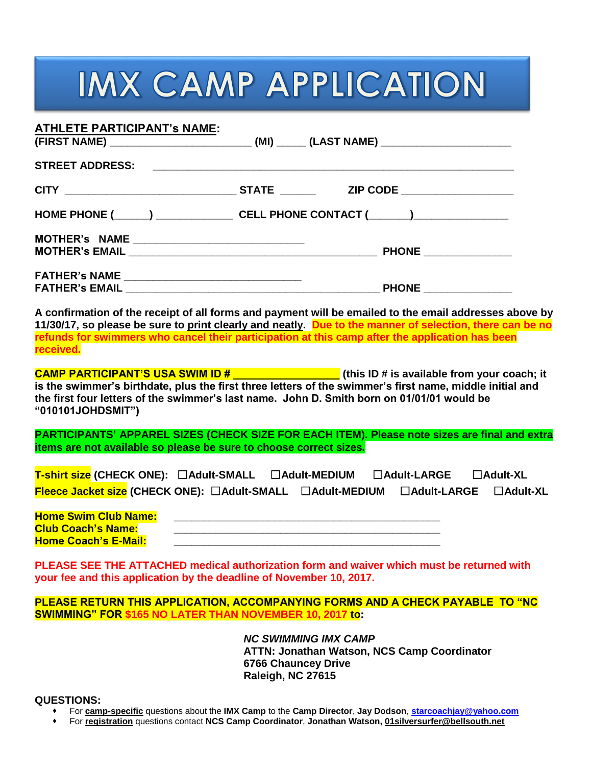# IMX CAMP APPLICATION

**ATHLETE PARTICIPANT's NAME:**

**(FIRST NAME)** ______________________ **(MI)** _____ **(LAST NAME)** ____________________

**STREET ADDRESS:** ________________________________________________________

**CITY** ___________________________ **STATE** ______ **ZIP CODE** _________________

**HOME PHONE (_____)** ____________ **CELL PHONE CONTACT (______)**______________

**MOTHER's NAME** ___________________________
**MOTHER's EMAIL** ________________________________________ **PHONE** ______________

**FATHER's NAME** ____________________________
**FATHER's EMAIL** _________________________________________ **PHONE** ______________

**A confirmation of the receipt of all forms and payment will be emailed to the email addresses above by 11/30/17, so please be sure to print clearly and neatly. Due to the manner of selection, there can be no refunds for swimmers who cancel their participation at this camp after the application has been received.**

**CAMP PARTICIPANT'S USA SWIM ID #** _________________ **(this ID # is available from your coach; it is the swimmer's birthdate, plus the first three letters of the swimmer's first name, middle initial and the first four letters of the swimmer's last name. John D. Smith born on 01/01/01 would be "010101JOHDSMIT")**

**PARTICIPANTS' APPAREL SIZES (CHECK SIZE FOR EACH ITEM). Please note sizes are final and extra items are not available so please be sure to choose correct sizes.**

**T-shirt size (CHECK ONE):** ☐Adult-SMALL ☐Adult-MEDIUM ☐Adult-LARGE ☐Adult-XL
**Fleece Jacket size (CHECK ONE):** ☐Adult-SMALL ☐Adult-MEDIUM ☐Adult-LARGE ☐Adult-XL

**Home Swim Club Name:** ________________________________________
**Club Coach's Name:** ________________________________________
**Home Coach's E-Mail:** ________________________________________

**PLEASE SEE THE ATTACHED medical authorization form and waiver which must be returned with your fee and this application by the deadline of November 10, 2017.**

**PLEASE RETURN THIS APPLICATION, ACCOMPANYING FORMS AND A CHECK PAYABLE TO "NC SWIMMING" FOR $165 NO LATER THAN NOVEMBER 10, 2017 to:**

*NC SWIMMING IMX CAMP*
**ATTN: Jonathan Watson, NCS Camp Coordinator**
**6766 Chauncey Drive**
**Raleigh, NC 27615**

**QUESTIONS:**

- For **camp-specific** questions about the **IMX Camp** to the **Camp Director**, **Jay Dodson**, **starcoachjay@yahoo.com**
- For **registration** questions contact **NCS Camp Coordinator**, **Jonathan Watson, 01silversurfer@bellsouth.net**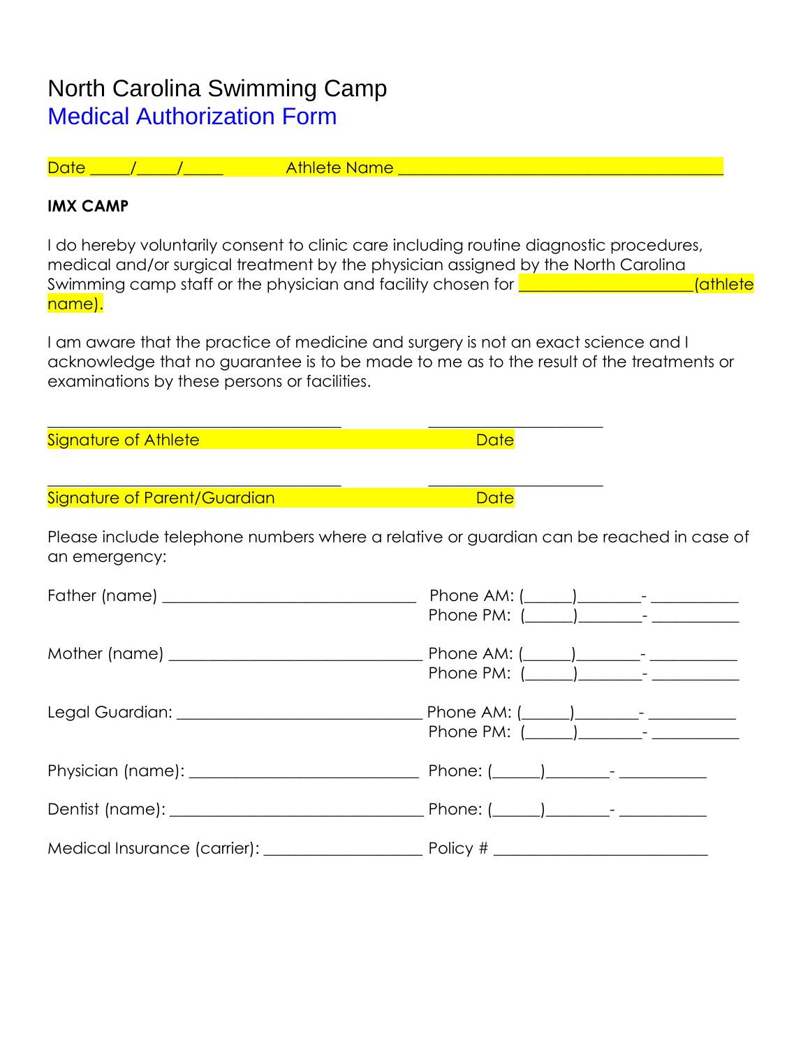# North Carolina Swimming Camp

## Medical Authorization Form

Date _____/_____/_____ Athlete Name ________________________________________

**IMX CAMP**

I do hereby voluntarily consent to clinic care including routine diagnostic procedures, medical and/or surgical treatment by the physician assigned by the North Carolina Swimming camp staff or the physician and facility chosen for _____________________(athlete name).

I am aware that the practice of medicine and surgery is not an exact science and I acknowledge that no guarantee is to be made to me as to the result of the treatments or examinations by these persons or facilities.

_____________________________________ _____________________

Signature of Athlete Date

_____________________________________ _____________________

Signature of Parent/Guardian Date

Please include telephone numbers where a relative or guardian can be reached in case of an emergency:

Father (name) _______________________________ Phone AM: (______)________- ___________
Phone PM: (______)________- ___________

Mother (name) _______________________________ Phone AM: (______)________- ___________
Phone PM: (______)________- ___________

Legal Guardian: ______________________________ Phone AM: (______)________- ___________
Phone PM: (______)________- ___________

Physician (name): ____________________________ Phone: (______)________- ___________

Dentist (name): _______________________________ Phone: (______)________- ___________

Medical Insurance (carrier): ___________________ Policy # ___________________________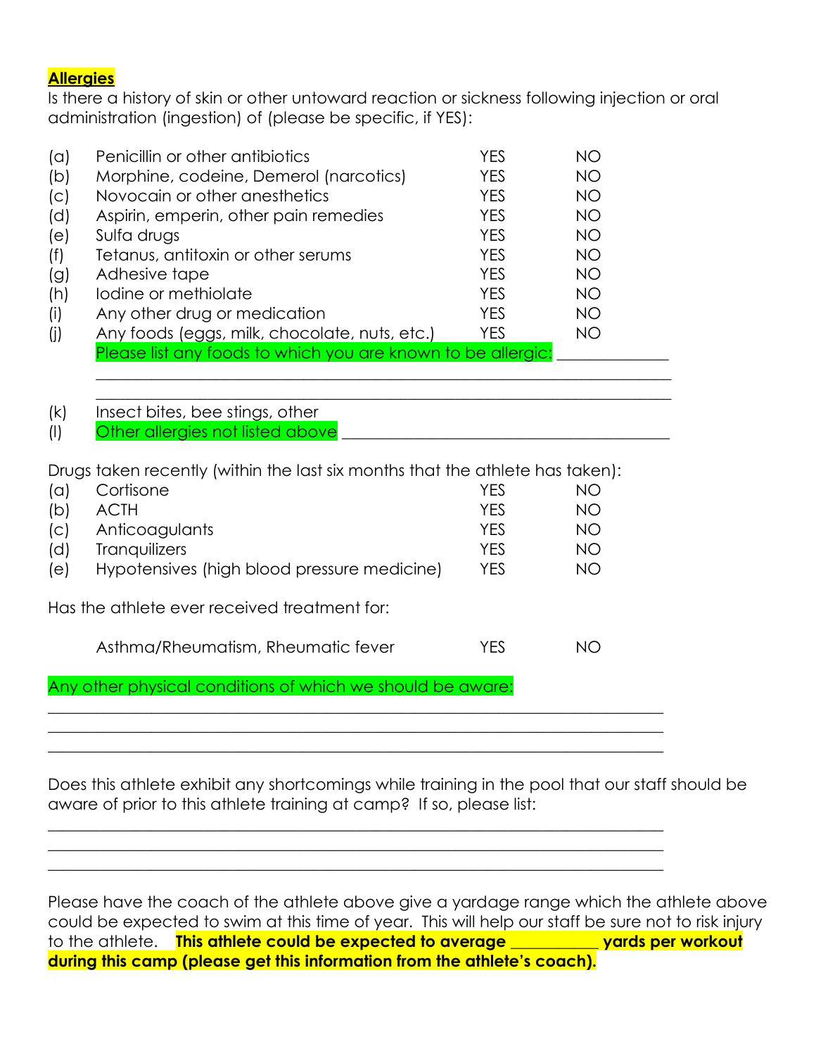**Allergies**

Is there a history of skin or other untoward reaction or sickness following injection or oral administration (ingestion) of (please be specific, if YES):

| | | | |
|---|---|---|---|
| (a) | Penicillin or other antibiotics | YES | NO |
| (b) | Morphine, codeine, Demerol (narcotics) | YES | NO |
| (c) | Novocain or other anesthetics | YES | NO |
| (d) | Aspirin, emperin, other pain remedies | YES | NO |
| (e) | Sulfa drugs | YES | NO |
| (f) | Tetanus, antitoxin or other serums | YES | NO |
| (g) | Adhesive tape | YES | NO |
| (h) | Iodine or methiolate | YES | NO |
| (i) | Any other drug or medication | YES | NO |
| (j) | Any foods (eggs, milk, chocolate, nuts, etc.) | YES | NO |

Please list any foods to which you are known to be allergic: ______________

___________________________________________________________________________

___________________________________________________________________________

(k) Insect bites, bee stings, other

(l) Other allergies not listed above ___________________________________________

Drugs taken recently (within the last six months that the athlete has taken):

| | | | |
|---|---|---|---|
| (a) | Cortisone | YES | NO |
| (b) | ACTH | YES | NO |
| (c) | Anticoagulants | YES | NO |
| (d) | Tranquilizers | YES | NO |
| (e) | Hypotensives (high blood pressure medicine) | YES | NO |

Has the athlete ever received treatment for:

| | | |
|---|---|---|
| Asthma/Rheumatism, Rheumatic fever | YES | NO |

Any other physical conditions of which we should be aware:

___________________________________________________________________________

___________________________________________________________________________

___________________________________________________________________________

Does this athlete exhibit any shortcomings while training in the pool that our staff should be aware of prior to this athlete training at camp? If so, please list:

___________________________________________________________________________

___________________________________________________________________________

___________________________________________________________________________

Please have the coach of the athlete above give a yardage range which the athlete above could be expected to swim at this time of year. This will help our staff be sure not to risk injury to the athlete. **This athlete could be expected to average ___________ yards per workout during this camp (please get this information from the athlete's coach).**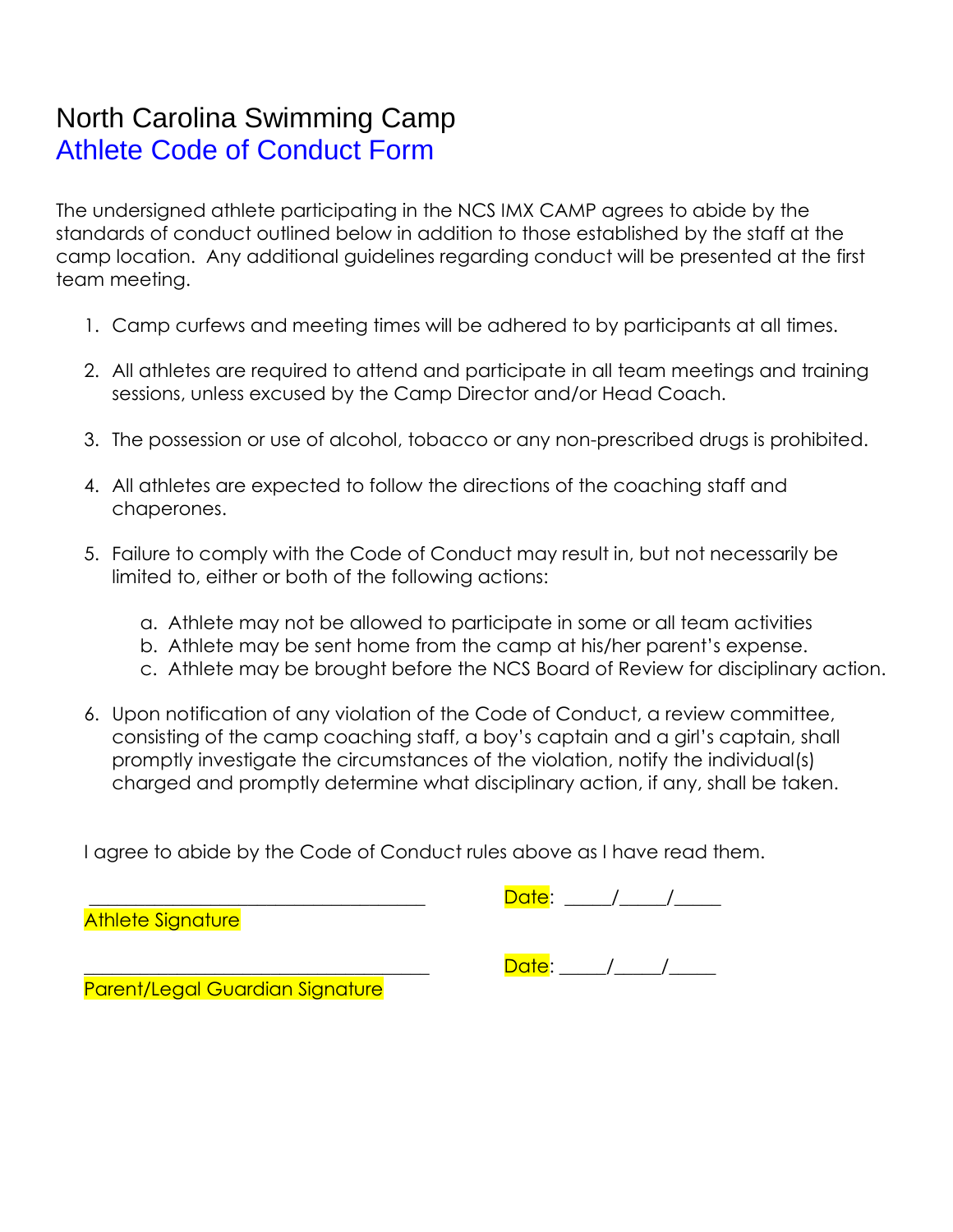# North Carolina Swimming Camp

## Athlete Code of Conduct Form

The undersigned athlete participating in the NCS IMX CAMP agrees to abide by the standards of conduct outlined below in addition to those established by the staff at the camp location. Any additional guidelines regarding conduct will be presented at the first team meeting.

1. Camp curfews and meeting times will be adhered to by participants at all times.
2. All athletes are required to attend and participate in all team meetings and training sessions, unless excused by the Camp Director and/or Head Coach.
3. The possession or use of alcohol, tobacco or any non-prescribed drugs is prohibited.
4. All athletes are expected to follow the directions of the coaching staff and chaperones.
5. Failure to comply with the Code of Conduct may result in, but not necessarily be limited to, either or both of the following actions:
    a. Athlete may not be allowed to participate in some or all team activities
    b. Athlete may be sent home from the camp at his/her parent's expense.
    c. Athlete may be brought before the NCS Board of Review for disciplinary action.
6. Upon notification of any violation of the Code of Conduct, a review committee, consisting of the camp coaching staff, a boy's captain and a girl's captain, shall promptly investigate the circumstances of the violation, notify the individual(s) charged and promptly determine what disciplinary action, if any, shall be taken.

I agree to abide by the Code of Conduct rules above as I have read them.

___________________________________ Date: _____/_____/_____
Athlete Signature

___________________________________ Date: _____/_____/_____
Parent/Legal Guardian Signature